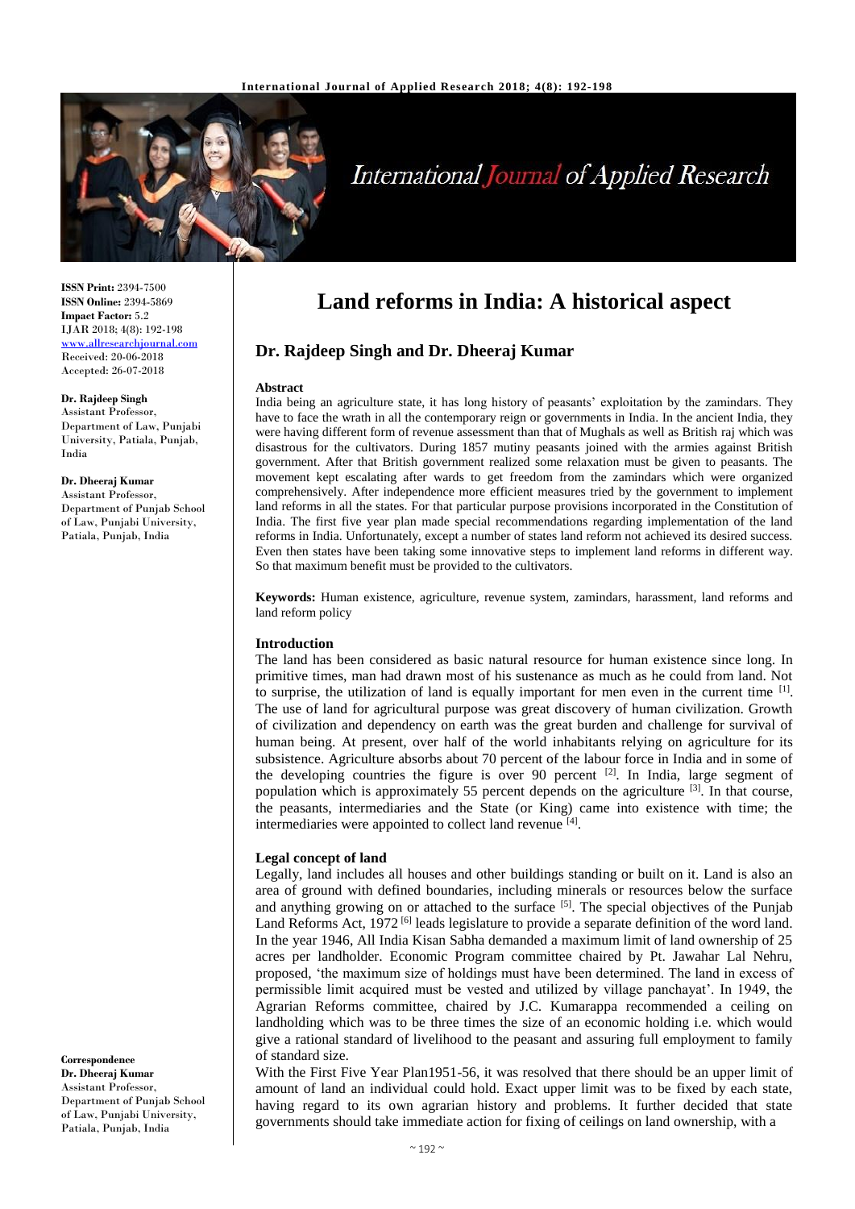ISSN Print: 2394-7500
ISSN Online: 2394-5869
Impact Factor: 5.2
IJAR 2018; 4(8): 192-198
www.allresearchjournal.com
Received: 20-06-2018
Accepted: 26-07-2018

**Dr. Rajdeep Singh**
Assistant Professor, Department of Law, Punjabi University, Patiala, Punjab, India

**Dr. Dheeraj Kumar**
Assistant Professor, Department of Punjab School of Law, Punjabi University, Patiala, Punjab, India

**Correspondence**
**Dr. Dheeraj Kumar**
Assistant Professor, Department of Punjab School of Law, Punjabi University, Patiala, Punjab, India

# Land reforms in India: A historical aspect

## Dr. Rajdeep Singh and Dr. Dheeraj Kumar

### Abstract

India being an agriculture state, it has long history of peasants' exploitation by the zamindars. They have to face the wrath in all the contemporary reign or governments in India. In the ancient India, they were having different form of revenue assessment than that of Mughals as well as British raj which was disastrous for the cultivators. During 1857 mutiny peasants joined with the armies against British government. After that British government realized some relaxation must be given to peasants. The movement kept escalating after wards to get freedom from the zamindars which were organized comprehensively. After independence more efficient measures tried by the government to implement land reforms in all the states. For that particular purpose provisions incorporated in the Constitution of India. The first five year plan made special recommendations regarding implementation of the land reforms in India. Unfortunately, except a number of states land reform not achieved its desired success. Even then states have been taking some innovative steps to implement land reforms in different way. So that maximum benefit must be provided to the cultivators.

**Keywords:** Human existence, agriculture, revenue system, zamindars, harassment, land reforms and land reform policy

### Introduction

The land has been considered as basic natural resource for human existence since long. In primitive times, man had drawn most of his sustenance as much as he could from land. Not to surprise, the utilization of land is equally important for men even in the current time [1]. The use of land for agricultural purpose was great discovery of human civilization. Growth of civilization and dependency on earth was the great burden and challenge for survival of human being. At present, over half of the world inhabitants relying on agriculture for its subsistence. Agriculture absorbs about 70 percent of the labour force in India and in some of the developing countries the figure is over 90 percent [2]. In India, large segment of population which is approximately 55 percent depends on the agriculture [3]. In that course, the peasants, intermediaries and the State (or King) came into existence with time; the intermediaries were appointed to collect land revenue [4].

### Legal concept of land

Legally, land includes all houses and other buildings standing or built on it. Land is also an area of ground with defined boundaries, including minerals or resources below the surface and anything growing on or attached to the surface [5]. The special objectives of the Punjab Land Reforms Act, 1972 [6] leads legislature to provide a separate definition of the word land. In the year 1946, All India Kisan Sabha demanded a maximum limit of land ownership of 25 acres per landholder. Economic Program committee chaired by Pt. Jawahar Lal Nehru, proposed, 'the maximum size of holdings must have been determined. The land in excess of permissible limit acquired must be vested and utilized by village panchayat'. In 1949, the Agrarian Reforms committee, chaired by J.C. Kumarappa recommended a ceiling on landholding which was to be three times the size of an economic holding i.e. which would give a rational standard of livelihood to the peasant and assuring full employment to family of standard size.

With the First Five Year Plan1951-56, it was resolved that there should be an upper limit of amount of land an individual could hold. Exact upper limit was to be fixed by each state, having regard to its own agrarian history and problems. It further decided that state governments should take immediate action for fixing of ceilings on land ownership, with a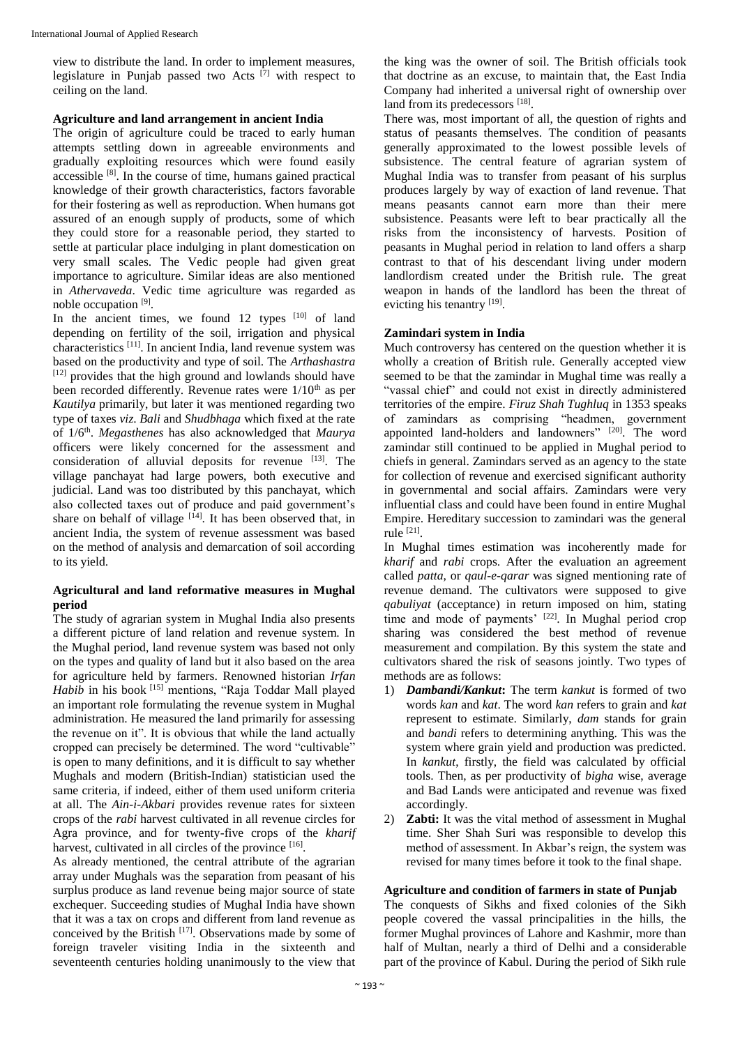view to distribute the land. In order to implement measures, legislature in Punjab passed two Acts [7] with respect to ceiling on the land.

### Agriculture and land arrangement in ancient India

The origin of agriculture could be traced to early human attempts settling down in agreeable environments and gradually exploiting resources which were found easily accessible [8]. In the course of time, humans gained practical knowledge of their growth characteristics, factors favorable for their fostering as well as reproduction. When humans got assured of an enough supply of products, some of which they could store for a reasonable period, they started to settle at particular place indulging in plant domestication on very small scales. The Vedic people had given great importance to agriculture. Similar ideas are also mentioned in *Athervaveda*. Vedic time agriculture was regarded as noble occupation [9].

In the ancient times, we found 12 types [10] of land depending on fertility of the soil, irrigation and physical characteristics [11]. In ancient India, land revenue system was based on the productivity and type of soil. The *Arthashastra* [12] provides that the high ground and lowlands should have been recorded differently. Revenue rates were 1/10th as per *Kautilya* primarily, but later it was mentioned regarding two type of taxes *viz*. *Bali* and *Shudbhaga* which fixed at the rate of 1/6th. *Megasthenes* has also acknowledged that *Maurya* officers were likely concerned for the assessment and consideration of alluvial deposits for revenue [13]. The village panchayat had large powers, both executive and judicial. Land was too distributed by this panchayat, which also collected taxes out of produce and paid government's share on behalf of village [14]. It has been observed that, in ancient India, the system of revenue assessment was based on the method of analysis and demarcation of soil according to its yield.

### Agricultural and land reformative measures in Mughal period

The study of agrarian system in Mughal India also presents a different picture of land relation and revenue system. In the Mughal period, land revenue system was based not only on the types and quality of land but it also based on the area for agriculture held by farmers. Renowned historian *Irfan Habib* in his book [15] mentions, "Raja Toddar Mall played an important role formulating the revenue system in Mughal administration. He measured the land primarily for assessing the revenue on it". It is obvious that while the land actually cropped can precisely be determined. The word "cultivable" is open to many definitions, and it is difficult to say whether Mughals and modern (British-Indian) statistician used the same criteria, if indeed, either of them used uniform criteria at all. The *Ain-i-Akbari* provides revenue rates for sixteen crops of the *rabi* harvest cultivated in all revenue circles for Agra province, and for twenty-five crops of the *kharif* harvest, cultivated in all circles of the province [16].

As already mentioned, the central attribute of the agrarian array under Mughals was the separation from peasant of his surplus produce as land revenue being major source of state exchequer. Succeeding studies of Mughal India have shown that it was a tax on crops and different from land revenue as conceived by the British [17]. Observations made by some of foreign traveler visiting India in the sixteenth and seventeenth centuries holding unanimously to the view that the king was the owner of soil. The British officials took that doctrine as an excuse, to maintain that, the East India Company had inherited a universal right of ownership over land from its predecessors [18].

There was, most important of all, the question of rights and status of peasants themselves. The condition of peasants generally approximated to the lowest possible levels of subsistence. The central feature of agrarian system of Mughal India was to transfer from peasant of his surplus produces largely by way of exaction of land revenue. That means peasants cannot earn more than their mere subsistence. Peasants were left to bear practically all the risks from the inconsistency of harvests. Position of peasants in Mughal period in relation to land offers a sharp contrast to that of his descendant living under modern landlordism created under the British rule. The great weapon in hands of the landlord has been the threat of evicting his tenantry [19].

### Zamindari system in India

Much controversy has centered on the question whether it is wholly a creation of British rule. Generally accepted view seemed to be that the zamindar in Mughal time was really a "vassal chief" and could not exist in directly administered territories of the empire. *Firuz Shah Tughluq* in 1353 speaks of zamindars as comprising "headmen, government appointed land-holders and landowners" [20]. The word zamindar still continued to be applied in Mughal period to chiefs in general. Zamindars served as an agency to the state for collection of revenue and exercised significant authority in governmental and social affairs. Zamindars were very influential class and could have been found in entire Mughal Empire. Hereditary succession to zamindari was the general rule [21].

In Mughal times estimation was incoherently made for *kharif* and *rabi* crops. After the evaluation an agreement called *patta*, or *qaul-e-qarar* was signed mentioning rate of revenue demand. The cultivators were supposed to give *qabuliyat* (acceptance) in return imposed on him, stating time and mode of payments' [22]. In Mughal period crop sharing was considered the best method of revenue measurement and compilation. By this system the state and cultivators shared the risk of seasons jointly. Two types of methods are as follows:

1) ***Dambandi/Kankut*:** The term *kankut* is formed of two words *kan* and *kat*. The word *kan* refers to grain and *kat* represent to estimate. Similarly, *dam* stands for grain and *bandi* refers to determining anything. This was the system where grain yield and production was predicted. In *kankut*, firstly, the field was calculated by official tools. Then, as per productivity of *bigha* wise, average and Bad Lands were anticipated and revenue was fixed accordingly.
2) **Zabti:** It was the vital method of assessment in Mughal time. Sher Shah Suri was responsible to develop this method of assessment. In Akbar's reign, the system was revised for many times before it took to the final shape.

### Agriculture and condition of farmers in state of Punjab

The conquests of Sikhs and fixed colonies of the Sikh people covered the vassal principalities in the hills, the former Mughal provinces of Lahore and Kashmir, more than half of Multan, nearly a third of Delhi and a considerable part of the province of Kabul. During the period of Sikh rule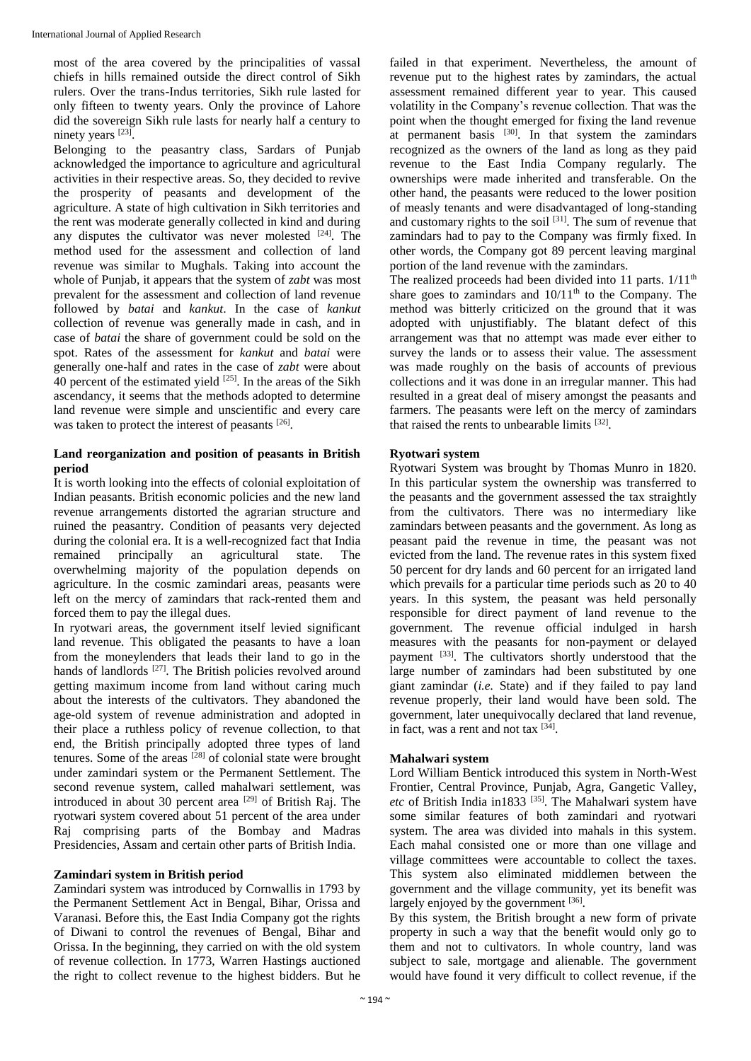most of the area covered by the principalities of vassal chiefs in hills remained outside the direct control of Sikh rulers. Over the trans-Indus territories, Sikh rule lasted for only fifteen to twenty years. Only the province of Lahore did the sovereign Sikh rule lasts for nearly half a century to ninety years [23].

Belonging to the peasantry class, Sardars of Punjab acknowledged the importance to agriculture and agricultural activities in their respective areas. So, they decided to revive the prosperity of peasants and development of the agriculture. A state of high cultivation in Sikh territories and the rent was moderate generally collected in kind and during any disputes the cultivator was never molested [24]. The method used for the assessment and collection of land revenue was similar to Mughals. Taking into account the whole of Punjab, it appears that the system of *zabt* was most prevalent for the assessment and collection of land revenue followed by *batai* and *kankut*. In the case of *kankut* collection of revenue was generally made in cash, and in case of *batai* the share of government could be sold on the spot. Rates of the assessment for *kankut* and *batai* were generally one-half and rates in the case of *zabt* were about 40 percent of the estimated yield [25]. In the areas of the Sikh ascendancy, it seems that the methods adopted to determine land revenue were simple and unscientific and every care was taken to protect the interest of peasants [26].

## Land reorganization and position of peasants in British period

It is worth looking into the effects of colonial exploitation of Indian peasants. British economic policies and the new land revenue arrangements distorted the agrarian structure and ruined the peasantry. Condition of peasants very dejected during the colonial era. It is a well-recognized fact that India remained principally an agricultural state. The overwhelming majority of the population depends on agriculture. In the cosmic zamindari areas, peasants were left on the mercy of zamindars that rack-rented them and forced them to pay the illegal dues.

In ryotwari areas, the government itself levied significant land revenue. This obligated the peasants to have a loan from the moneylenders that leads their land to go in the hands of landlords [27]. The British policies revolved around getting maximum income from land without caring much about the interests of the cultivators. They abandoned the age-old system of revenue administration and adopted in their place a ruthless policy of revenue collection, to that end, the British principally adopted three types of land tenures. Some of the areas [28] of colonial state were brought under zamindari system or the Permanent Settlement. The second revenue system, called mahalwari settlement, was introduced in about 30 percent area [29] of British Raj. The ryotwari system covered about 51 percent of the area under Raj comprising parts of the Bombay and Madras Presidencies, Assam and certain other parts of British India.

## Zamindari system in British period

Zamindari system was introduced by Cornwallis in 1793 by the Permanent Settlement Act in Bengal, Bihar, Orissa and Varanasi. Before this, the East India Company got the rights of Diwani to control the revenues of Bengal, Bihar and Orissa. In the beginning, they carried on with the old system of revenue collection. In 1773, Warren Hastings auctioned the right to collect revenue to the highest bidders. But he failed in that experiment. Nevertheless, the amount of revenue put to the highest rates by zamindars, the actual assessment remained different year to year. This caused volatility in the Company's revenue collection. That was the point when the thought emerged for fixing the land revenue at permanent basis [30]. In that system the zamindars recognized as the owners of the land as long as they paid revenue to the East India Company regularly. The ownerships were made inherited and transferable. On the other hand, the peasants were reduced to the lower position of measly tenants and were disadvantaged of long-standing and customary rights to the soil [31]. The sum of revenue that zamindars had to pay to the Company was firmly fixed. In other words, the Company got 89 percent leaving marginal portion of the land revenue with the zamindars.

The realized proceeds had been divided into 11 parts. $1/11^{th}$ share goes to zamindars and $10/11^{th}$ to the Company. The method was bitterly criticized on the ground that it was adopted with unjustifiably. The blatant defect of this arrangement was that no attempt was made ever either to survey the lands or to assess their value. The assessment was made roughly on the basis of accounts of previous collections and it was done in an irregular manner. This had resulted in a great deal of misery amongst the peasants and farmers. The peasants were left on the mercy of zamindars that raised the rents to unbearable limits [32].

## Ryotwari system

Ryotwari System was brought by Thomas Munro in 1820. In this particular system the ownership was transferred to the peasants and the government assessed the tax straightly from the cultivators. There was no intermediary like zamindars between peasants and the government. As long as peasant paid the revenue in time, the peasant was not evicted from the land. The revenue rates in this system fixed 50 percent for dry lands and 60 percent for an irrigated land which prevails for a particular time periods such as 20 to 40 years. In this system, the peasant was held personally responsible for direct payment of land revenue to the government. The revenue official indulged in harsh measures with the peasants for non-payment or delayed payment [33]. The cultivators shortly understood that the large number of zamindars had been substituted by one giant zamindar (*i.e.* State) and if they failed to pay land revenue properly, their land would have been sold. The government, later unequivocally declared that land revenue, in fact, was a rent and not tax [34].

## Mahalwari system

Lord William Bentick introduced this system in North-West Frontier, Central Province, Punjab, Agra, Gangetic Valley, *etc* of British India in1833 [35]. The Mahalwari system have some similar features of both zamindari and ryotwari system. The area was divided into mahals in this system. Each mahal consisted one or more than one village and village committees were accountable to collect the taxes. This system also eliminated middlemen between the government and the village community, yet its benefit was largely enjoyed by the government [36].

By this system, the British brought a new form of private property in such a way that the benefit would only go to them and not to cultivators. In whole country, land was subject to sale, mortgage and alienable. The government would have found it very difficult to collect revenue, if the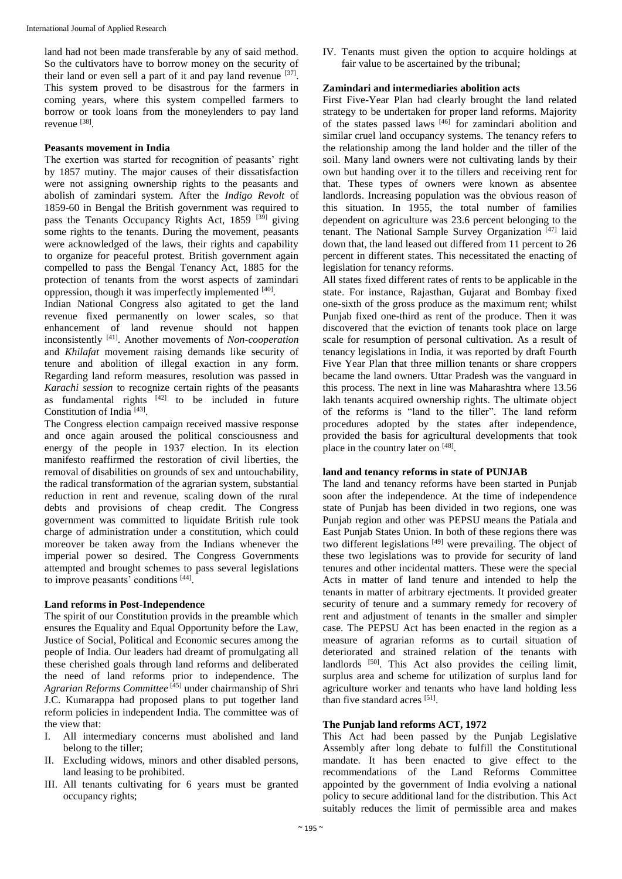land had not been made transferable by any of said method. So the cultivators have to borrow money on the security of their land or even sell a part of it and pay land revenue [37]. This system proved to be disastrous for the farmers in coming years, where this system compelled farmers to borrow or took loans from the moneylenders to pay land revenue [38].

**Peasants movement in India**

The exertion was started for recognition of peasants' right by 1857 mutiny. The major causes of their dissatisfaction were not assigning ownership rights to the peasants and abolish of zamindari system. After the *Indigo Revolt* of 1859-60 in Bengal the British government was required to pass the Tenants Occupancy Rights Act, 1859 [39] giving some rights to the tenants. During the movement, peasants were acknowledged of the laws, their rights and capability to organize for peaceful protest. British government again compelled to pass the Bengal Tenancy Act, 1885 for the protection of tenants from the worst aspects of zamindari oppression, though it was imperfectly implemented [40].

Indian National Congress also agitated to get the land revenue fixed permanently on lower scales, so that enhancement of land revenue should not happen inconsistently [41]. Another movements of *Non-cooperation* and *Khilafat* movement raising demands like security of tenure and abolition of illegal exaction in any form. Regarding land reform measures, resolution was passed in *Karachi session* to recognize certain rights of the peasants as fundamental rights [42] to be included in future Constitution of India [43].

The Congress election campaign received massive response and once again aroused the political consciousness and energy of the people in 1937 election. In its election manifesto reaffirmed the restoration of civil liberties, the removal of disabilities on grounds of sex and untouchability, the radical transformation of the agrarian system, substantial reduction in rent and revenue, scaling down of the rural debts and provisions of cheap credit. The Congress government was committed to liquidate British rule took charge of administration under a constitution, which could moreover be taken away from the Indians whenever the imperial power so desired. The Congress Governments attempted and brought schemes to pass several legislations to improve peasants' conditions [44].

**Land reforms in Post-Independence**

The spirit of our Constitution provids in the preamble which ensures the Equality and Equal Opportunity before the Law, Justice of Social, Political and Economic secures among the people of India. Our leaders had dreamt of promulgating all these cherished goals through land reforms and deliberated the need of land reforms prior to independence. The *Agrarian Reforms Committee* [45] under chairmanship of Shri J.C. Kumarappa had proposed plans to put together land reform policies in independent India. The committee was of the view that:

I. All intermediary concerns must abolished and land belong to the tiller;
II. Excluding widows, minors and other disabled persons, land leasing to be prohibited.
III. All tenants cultivating for 6 years must be granted occupancy rights;
IV. Tenants must given the option to acquire holdings at fair value to be ascertained by the tribunal;

**Zamindari and intermediaries abolition acts**

First Five-Year Plan had clearly brought the land related strategy to be undertaken for proper land reforms. Majority of the states passed laws [46] for zamindari abolition and similar cruel land occupancy systems. The tenancy refers to the relationship among the land holder and the tiller of the soil. Many land owners were not cultivating lands by their own but handing over it to the tillers and receiving rent for that. These types of owners were known as absentee landlords. Increasing population was the obvious reason of this situation. In 1955, the total number of families dependent on agriculture was 23.6 percent belonging to the tenant. The National Sample Survey Organization [47] laid down that, the land leased out differed from 11 percent to 26 percent in different states. This necessitated the enacting of legislation for tenancy reforms.

All states fixed different rates of rents to be applicable in the state. For instance, Rajasthan, Gujarat and Bombay fixed one-sixth of the gross produce as the maximum rent; whilst Punjab fixed one-third as rent of the produce. Then it was discovered that the eviction of tenants took place on large scale for resumption of personal cultivation. As a result of tenancy legislations in India, it was reported by draft Fourth Five Year Plan that three million tenants or share croppers became the land owners. Uttar Pradesh was the vanguard in this process. The next in line was Maharashtra where 13.56 lakh tenants acquired ownership rights. The ultimate object of the reforms is "land to the tiller". The land reform procedures adopted by the states after independence, provided the basis for agricultural developments that took place in the country later on [48].

**land and tenancy reforms in state of PUNJAB**

The land and tenancy reforms have been started in Punjab soon after the independence. At the time of independence state of Punjab has been divided in two regions, one was Punjab region and other was PEPSU means the Patiala and East Punjab States Union. In both of these regions there was two different legislations [49] were prevailing. The object of these two legislations was to provide for security of land tenures and other incidental matters. These were the special Acts in matter of land tenure and intended to help the tenants in matter of arbitrary ejectments. It provided greater security of tenure and a summary remedy for recovery of rent and adjustment of tenants in the smaller and simpler case. The PEPSU Act has been enacted in the region as a measure of agrarian reforms as to curtail situation of deteriorated and strained relation of the tenants with landlords [50]. This Act also provides the ceiling limit, surplus area and scheme for utilization of surplus land for agriculture worker and tenants who have land holding less than five standard acres [51].

**The Punjab land reforms ACT, 1972**

This Act had been passed by the Punjab Legislative Assembly after long debate to fulfill the Constitutional mandate. It has been enacted to give effect to the recommendations of the Land Reforms Committee appointed by the government of India evolving a national policy to secure additional land for the distribution. This Act suitably reduces the limit of permissible area and makes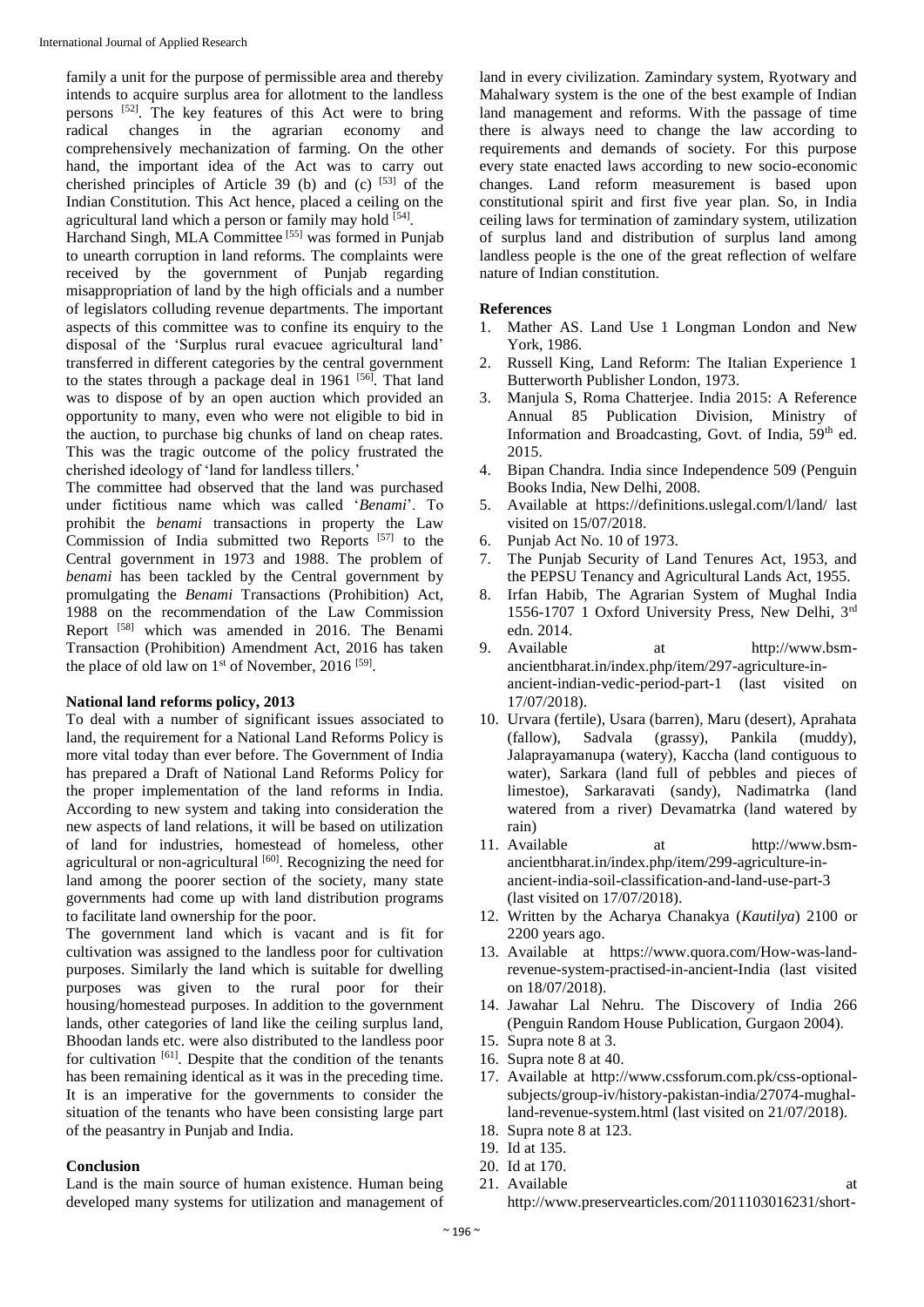family a unit for the purpose of permissible area and thereby intends to acquire surplus area for allotment to the landless persons [52]. The key features of this Act were to bring radical changes in the agrarian economy and comprehensively mechanization of farming. On the other hand, the important idea of the Act was to carry out cherished principles of Article 39 (b) and (c) [53] of the Indian Constitution. This Act hence, placed a ceiling on the agricultural land which a person or family may hold [54].

Harchand Singh, MLA Committee [55] was formed in Punjab to unearth corruption in land reforms. The complaints were received by the government of Punjab regarding misappropriation of land by the high officials and a number of legislators colluding revenue departments. The important aspects of this committee was to confine its enquiry to the disposal of the 'Surplus rural evacuee agricultural land' transferred in different categories by the central government to the states through a package deal in 1961 [56]. That land was to dispose of by an open auction which provided an opportunity to many, even who were not eligible to bid in the auction, to purchase big chunks of land on cheap rates. This was the tragic outcome of the policy frustrated the cherished ideology of 'land for landless tillers.'

The committee had observed that the land was purchased under fictitious name which was called '*Benami*'. To prohibit the *benami* transactions in property the Law Commission of India submitted two Reports [57] to the Central government in 1973 and 1988. The problem of *benami* has been tackled by the Central government by promulgating the *Benami* Transactions (Prohibition) Act, 1988 on the recommendation of the Law Commission Report [58] which was amended in 2016. The Benami Transaction (Prohibition) Amendment Act, 2016 has taken the place of old law on 1st of November, 2016 [59].

### National land reforms policy, 2013

To deal with a number of significant issues associated to land, the requirement for a National Land Reforms Policy is more vital today than ever before. The Government of India has prepared a Draft of National Land Reforms Policy for the proper implementation of the land reforms in India. According to new system and taking into consideration the new aspects of land relations, it will be based on utilization of land for industries, homestead of homeless, other agricultural or non-agricultural [60]. Recognizing the need for land among the poorer section of the society, many state governments had come up with land distribution programs to facilitate land ownership for the poor.

The government land which is vacant and is fit for cultivation was assigned to the landless poor for cultivation purposes. Similarly the land which is suitable for dwelling purposes was given to the rural poor for their housing/homestead purposes. In addition to the government lands, other categories of land like the ceiling surplus land, Bhoodan lands etc. were also distributed to the landless poor for cultivation [61]. Despite that the condition of the tenants has been remaining identical as it was in the preceding time. It is an imperative for the governments to consider the situation of the tenants who have been consisting large part of the peasantry in Punjab and India.

### Conclusion

Land is the main source of human existence. Human being developed many systems for utilization and management of land in every civilization. Zamindary system, Ryotwary and Mahalwary system is the one of the best example of Indian land management and reforms. With the passage of time there is always need to change the law according to requirements and demands of society. For this purpose every state enacted laws according to new socio-economic changes. Land reform measurement is based upon constitutional spirit and first five year plan. So, in India ceiling laws for termination of zamindary system, utilization of surplus land and distribution of surplus land among landless people is the one of the great reflection of welfare nature of Indian constitution.

### References

1. Mather AS. Land Use 1 Longman London and New York, 1986.
2. Russell King, Land Reform: The Italian Experience 1 Butterworth Publisher London, 1973.
3. Manjula S, Roma Chatterjee. India 2015: A Reference Annual 85 Publication Division, Ministry of Information and Broadcasting, Govt. of India, 59th ed. 2015.
4. Bipan Chandra. India since Independence 509 (Penguin Books India, New Delhi, 2008.
5. Available at https://definitions.uslegal.com/l/land/ last visited on 15/07/2018.
6. Punjab Act No. 10 of 1973.
7. The Punjab Security of Land Tenures Act, 1953, and the PEPSU Tenancy and Agricultural Lands Act, 1955.
8. Irfan Habib, The Agrarian System of Mughal India 1556-1707 1 Oxford University Press, New Delhi, 3rd edn. 2014.
9. Available at http://www.bsm-ancientbharat.in/index.php/item/297-agriculture-in-ancient-indian-vedic-period-part-1 (last visited on 17/07/2018).
10. Urvara (fertile), Usara (barren), Maru (desert), Aprahata (fallow), Sadvala (grassy), Pankila (muddy), Jalaprayamanupa (watery), Kaccha (land contiguous to water), Sarkara (land full of pebbles and pieces of limestoe), Sarkaravati (sandy), Nadimatrka (land watered from a river) Devamatrka (land watered by rain)
11. Available at http://www.bsm-ancientbharat.in/index.php/item/299-agriculture-in-ancient-india-soil-classification-and-land-use-part-3 (last visited on 17/07/2018).
12. Written by the Acharya Chanakya (*Kautilya*) 2100 or 2200 years ago.
13. Available at https://www.quora.com/How-was-land-revenue-system-practised-in-ancient-India (last visited on 18/07/2018).
14. Jawahar Lal Nehru. The Discovery of India 266 (Penguin Random House Publication, Gurgaon 2004).
15. Supra note 8 at 3.
16. Supra note 8 at 40.
17. Available at http://www.cssforum.com.pk/css-optional-subjects/group-iv/history-pakistan-india/27074-mughal-land-revenue-system.html (last visited on 21/07/2018).
18. Supra note 8 at 123.
19. Id at 135.
20. Id at 170.
21. Available at http://www.preservearticles.com/2011103016231/short-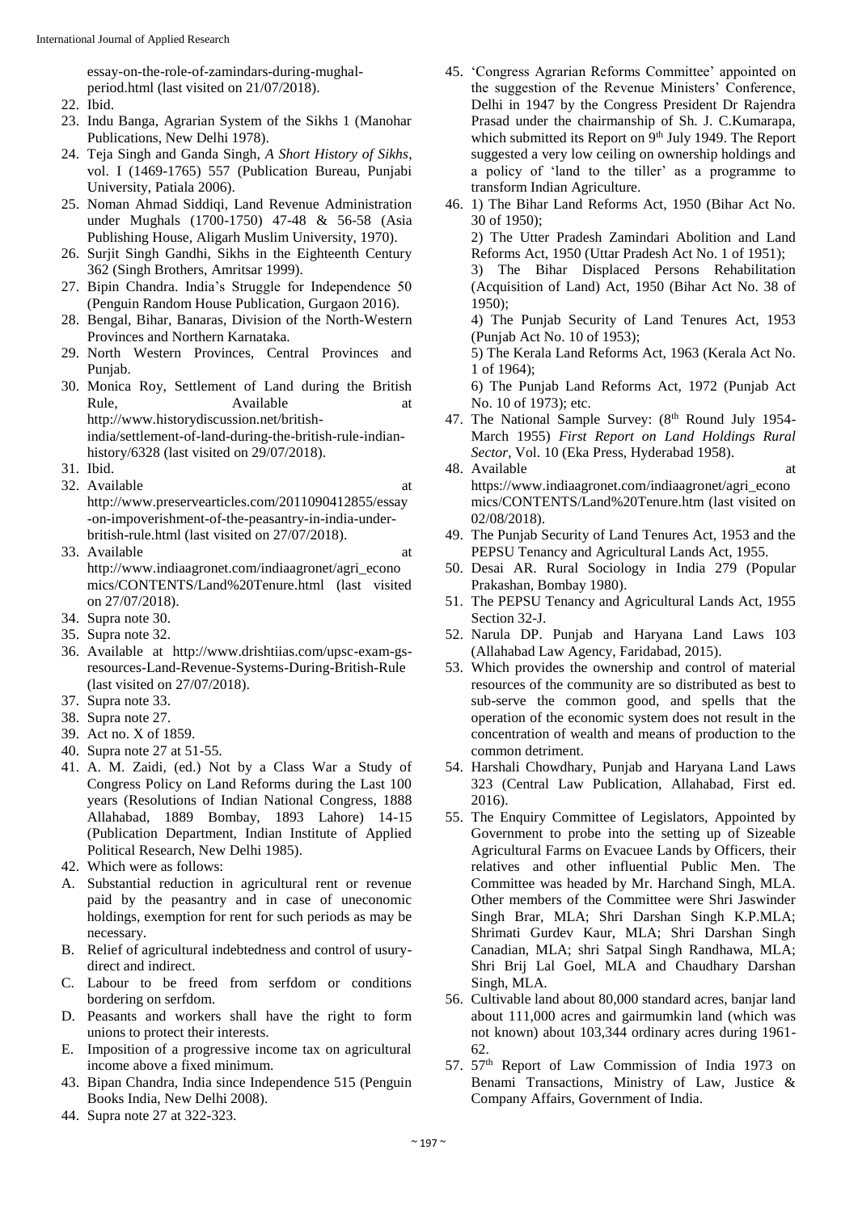essay-on-the-role-of-zamindars-during-mughal-period.html (last visited on 21/07/2018).

22. Ibid.
23. Indu Banga, Agrarian System of the Sikhs 1 (Manohar Publications, New Delhi 1978).
24. Teja Singh and Ganda Singh, *A Short History of Sikhs*, vol. I (1469-1765) 557 (Publication Bureau, Punjabi University, Patiala 2006).
25. Noman Ahmad Siddiqi, Land Revenue Administration under Mughals (1700-1750) 47-48 & 56-58 (Asia Publishing House, Aligarh Muslim University, 1970).
26. Surjit Singh Gandhi, Sikhs in the Eighteenth Century 362 (Singh Brothers, Amritsar 1999).
27. Bipin Chandra. India's Struggle for Independence 50 (Penguin Random House Publication, Gurgaon 2016).
28. Bengal, Bihar, Banaras, Division of the North-Western Provinces and Northern Karnataka.
29. North Western Provinces, Central Provinces and Punjab.
30. Monica Roy, Settlement of Land during the British Rule, Available at http://www.historydiscussion.net/british-india/settlement-of-land-during-the-british-rule-indian-history/6328 (last visited on 29/07/2018).
31. Ibid.
32. Available at http://www.preservearticles.com/2011090412855/essay-on-impoverishment-of-the-peasantry-in-india-under-british-rule.html (last visited on 27/07/2018).
33. Available at http://www.indiaagronet.com/indiaagronet/agri_economics/CONTENTS/Land%20Tenure.html (last visited on 27/07/2018).
34. Supra note 30.
35. Supra note 32.
36. Available at http://www.drishtiias.com/upsc-exam-gs-resources-Land-Revenue-Systems-During-British-Rule (last visited on 27/07/2018).
37. Supra note 33.
38. Supra note 27.
39. Act no. X of 1859.
40. Supra note 27 at 51-55.
41. A. M. Zaidi, (ed.) Not by a Class War a Study of Congress Policy on Land Reforms during the Last 100 years (Resolutions of Indian National Congress, 1888 Allahabad, 1889 Bombay, 1893 Lahore) 14-15 (Publication Department, Indian Institute of Applied Political Research, New Delhi 1985).
42. Which were as follows:
    - A. Substantial reduction in agricultural rent or revenue paid by the peasantry and in case of uneconomic holdings, exemption for rent for such periods as may be necessary.
    - B. Relief of agricultural indebtedness and control of usury-direct and indirect.
    - C. Labour to be freed from serfdom or conditions bordering on serfdom.
    - D. Peasants and workers shall have the right to form unions to protect their interests.
    - E. Imposition of a progressive income tax on agricultural income above a fixed minimum.
43. Bipan Chandra, India since Independence 515 (Penguin Books India, New Delhi 2008).
44. Supra note 27 at 322-323.
45. 'Congress Agrarian Reforms Committee' appointed on the suggestion of the Revenue Ministers' Conference, Delhi in 1947 by the Congress President Dr Rajendra Prasad under the chairmanship of Sh. J. C.Kumarapa, which submitted its Report on 9th July 1949. The Report suggested a very low ceiling on ownership holdings and a policy of 'land to the tiller' as a programme to transform Indian Agriculture.
46. 1) The Bihar Land Reforms Act, 1950 (Bihar Act No. 30 of 1950);
    2) The Utter Pradesh Zamindari Abolition and Land Reforms Act, 1950 (Uttar Pradesh Act No. 1 of 1951);
    3) The Bihar Displaced Persons Rehabilitation (Acquisition of Land) Act, 1950 (Bihar Act No. 38 of 1950);
    4) The Punjab Security of Land Tenures Act, 1953 (Punjab Act No. 10 of 1953);
    5) The Kerala Land Reforms Act, 1963 (Kerala Act No. 1 of 1964);
    6) The Punjab Land Reforms Act, 1972 (Punjab Act No. 10 of 1973); etc.
47. The National Sample Survey: (8th Round July 1954-March 1955) *First Report on Land Holdings Rural Sector*, Vol. 10 (Eka Press, Hyderabad 1958).
48. Available at https://www.indiaagronet.com/indiaagronet/agri_economics/CONTENTS/Land%20Tenure.htm (last visited on 02/08/2018).
49. The Punjab Security of Land Tenures Act, 1953 and the PEPSU Tenancy and Agricultural Lands Act, 1955.
50. Desai AR. Rural Sociology in India 279 (Popular Prakashan, Bombay 1980).
51. The PEPSU Tenancy and Agricultural Lands Act, 1955 Section 32-J.
52. Narula DP. Punjab and Haryana Land Laws 103 (Allahabad Law Agency, Faridabad, 2015).
53. Which provides the ownership and control of material resources of the community are so distributed as best to sub-serve the common good, and spells that the operation of the economic system does not result in the concentration of wealth and means of production to the common detriment.
54. Harshali Chowdhary, Punjab and Haryana Land Laws 323 (Central Law Publication, Allahabad, First ed. 2016).
55. The Enquiry Committee of Legislators, Appointed by Government to probe into the setting up of Sizeable Agricultural Farms on Evacuee Lands by Officers, their relatives and other influential Public Men. The Committee was headed by Mr. Harchand Singh, MLA. Other members of the Committee were Shri Jaswinder Singh Brar, MLA; Shri Darshan Singh K.P.MLA; Shrimati Gurdev Kaur, MLA; Shri Darshan Singh Canadian, MLA; shri Satpal Singh Randhawa, MLA; Shri Brij Lal Goel, MLA and Chaudhary Darshan Singh, MLA.
56. Cultivable land about 80,000 standard acres, banjar land about 111,000 acres and gairmumkin land (which was not known) about 103,344 ordinary acres during 1961-62.
57. 57th Report of Law Commission of India 1973 on Benami Transactions, Ministry of Law, Justice & Company Affairs, Government of India.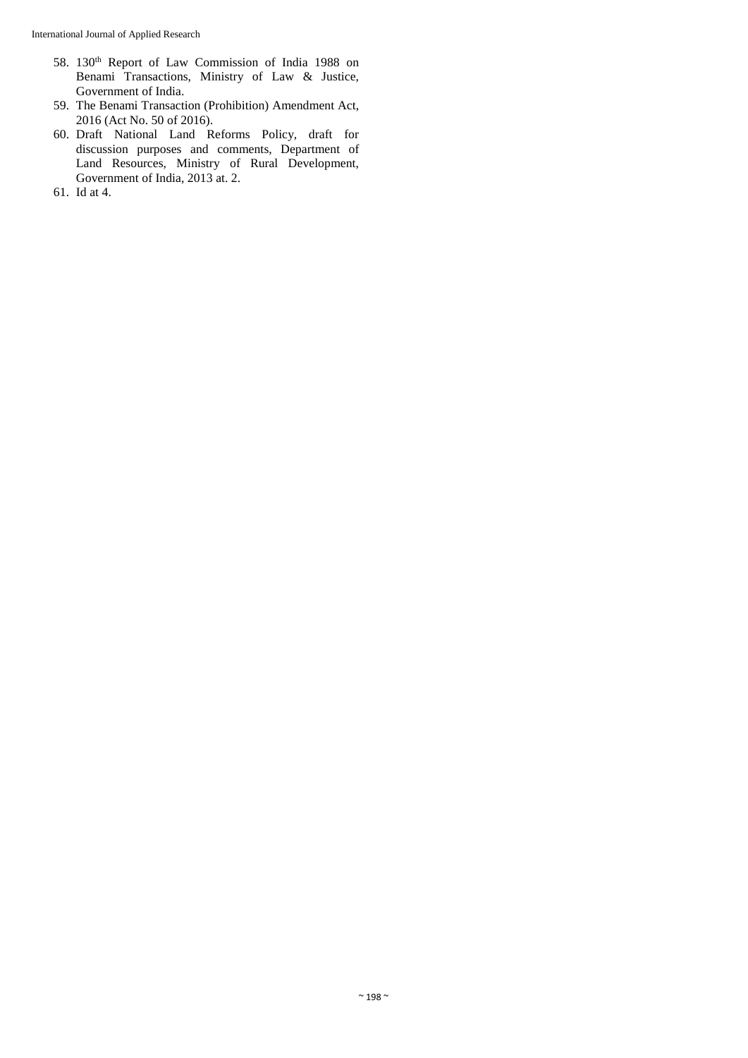58. 130th Report of Law Commission of India 1988 on Benami Transactions, Ministry of Law & Justice, Government of India.
59. The Benami Transaction (Prohibition) Amendment Act, 2016 (Act No. 50 of 2016).
60. Draft National Land Reforms Policy, draft for discussion purposes and comments, Department of Land Resources, Ministry of Rural Development, Government of India, 2013 at. 2.
61. Id at 4.